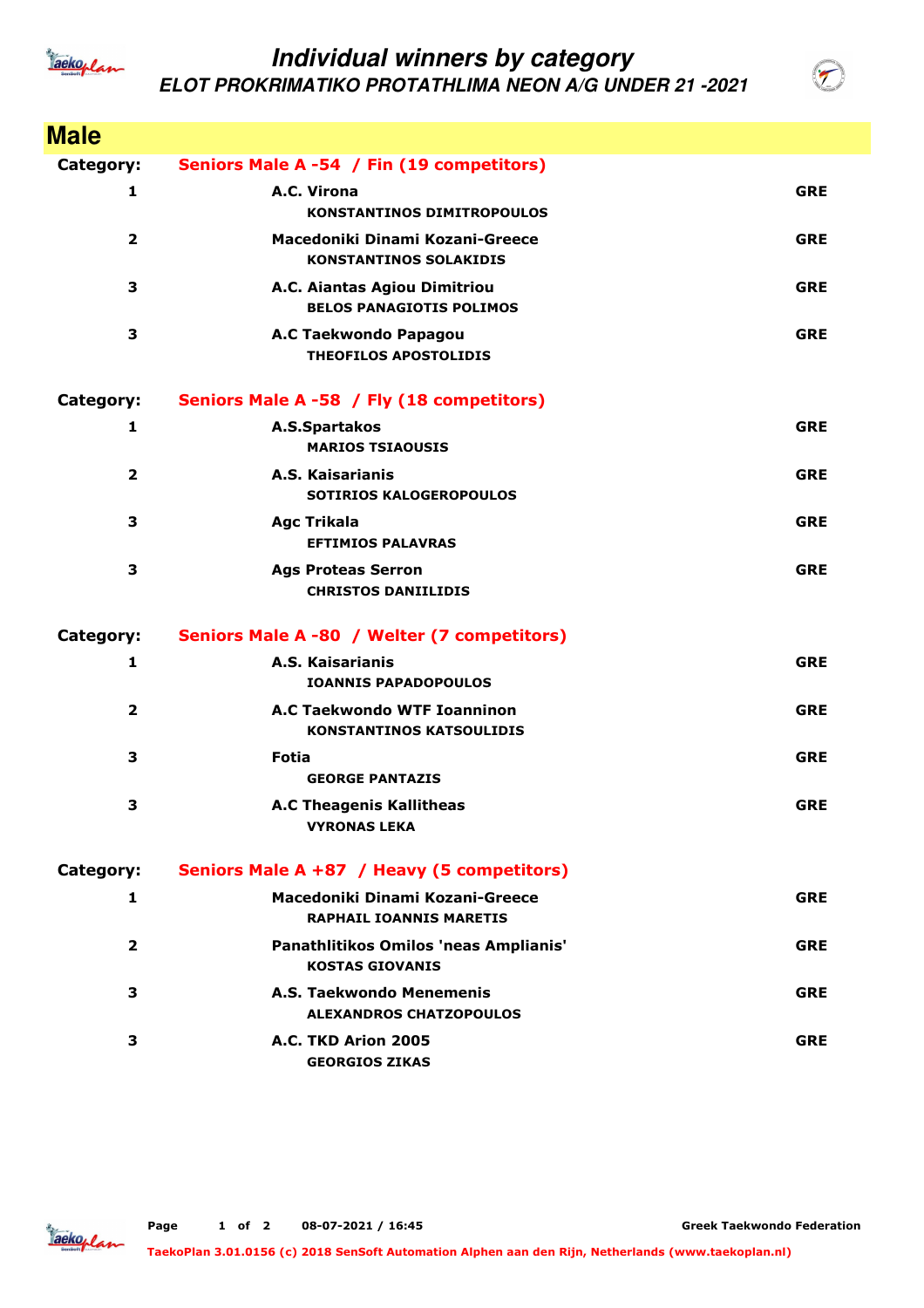# Individual winners by category

## ELOT PROKRIMATIKO PROTATHLIMA NEON A/G UNDER 21 -2021

## Male

**Category:** Seniors Male A -54 / Fin (19 competitors)

| Place | Club / Name | Country |
|---|---|---|
| 1 | A.C. Virona<br>KONSTANTINOS DIMITROPOULOS | GRE |
| 2 | Macedoniki Dinami Kozani-Greece<br>KONSTANTINOS SOLAKIDIS | GRE |
| 3 | A.C. Aiantas Agiou Dimitriou<br>BELOS PANAGIOTIS POLIMOS | GRE |
| 3 | A.C Taekwondo Papagou<br>THEOFILOS APOSTOLIDIS | GRE |

**Category:** Seniors Male A -58 / Fly (18 competitors)

| Place | Club / Name | Country |
|---|---|---|
| 1 | A.S.Spartakos<br>MARIOS TSIAOUSIS | GRE |
| 2 | A.S. Kaisarianis<br>SOTIRIOS KALOGEROPOULOS | GRE |
| 3 | Agc Trikala<br>EFTIMIOS PALAVRAS | GRE |
| 3 | Ags Proteas Serron<br>CHRISTOS DANIILIDIS | GRE |

**Category:** Seniors Male A -80 / Welter (7 competitors)

| Place | Club / Name | Country |
|---|---|---|
| 1 | A.S. Kaisarianis<br>IOANNIS PAPADOPOULOS | GRE |
| 2 | A.C Taekwondo WTF Ioanninon<br>KONSTANTINOS KATSOULIDIS | GRE |
| 3 | Fotia<br>GEORGE PANTAZIS | GRE |
| 3 | A.C Theagenis Kallitheas<br>VYRONAS LEKA | GRE |

**Category:** Seniors Male A +87 / Heavy (5 competitors)

| Place | Club / Name | Country |
|---|---|---|
| 1 | Macedoniki Dinami Kozani-Greece<br>RAPHAIL IOANNIS MARETIS | GRE |
| 2 | Panathlitikos Omilos 'neas Amplianis'<br>KOSTAS GIOVANIS | GRE |
| 3 | A.S. Taekwondo Menemenis<br>ALEXANDROS CHATZOPOULOS | GRE |
| 3 | A.C. TKD Arion 2005<br>GEORGIOS ZIKAS | GRE |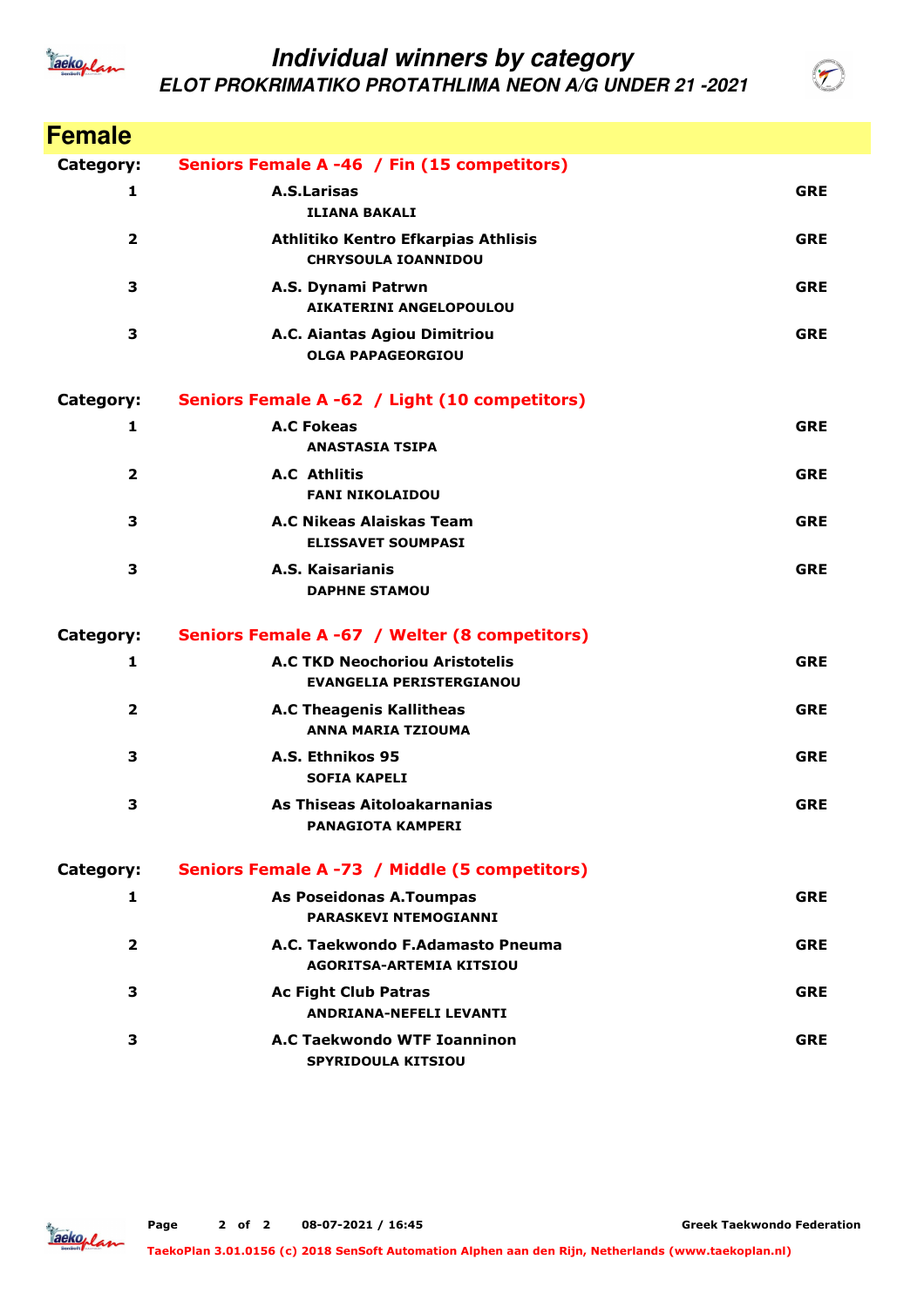# Individual winners by category

## ELOT PROKRIMATIKO PROTATHLIMA NEON A/G UNDER 21 -2021

## Female

**Category:** Seniors Female A -46 / Fin (15 competitors)

| | | |
|---|---|---|
| 1 | **A.S.Larisas**<br>ILIANA BAKALI | GRE |
| 2 | **Athlitiko Kentro Efkarpias Athlisis**<br>CHRYSOULA IOANNIDOU | GRE |
| 3 | **A.S. Dynami Patrwn**<br>AIKATERINI ANGELOPOULOU | GRE |
| 3 | **A.C. Aiantas Agiou Dimitriou**<br>OLGA PAPAGEORGIOU | GRE |

**Category:** Seniors Female A -62 / Light (10 competitors)

| | | |
|---|---|---|
| 1 | **A.C Fokeas**<br>ANASTASIA TSIPA | GRE |
| 2 | **A.C Athlitis**<br>FANI NIKOLAIDOU | GRE |
| 3 | **A.C Nikeas Alaiskas Team**<br>ELISSAVET SOUMPASI | GRE |
| 3 | **A.S. Kaisarianis**<br>DAPHNE STAMOU | GRE |

**Category:** Seniors Female A -67 / Welter (8 competitors)

| | | |
|---|---|---|
| 1 | **A.C TKD Neochoriou Aristotelis**<br>EVANGELIA PERISTERGIANOU | GRE |
| 2 | **A.C Theagenis Kallitheas**<br>ANNA MARIA TZIOUMA | GRE |
| 3 | **A.S. Ethnikos 95**<br>SOFIA KAPELI | GRE |
| 3 | **As Thiseas Aitoloakarnanias**<br>PANAGIOTA KAMPERI | GRE |

**Category:** Seniors Female A -73 / Middle (5 competitors)

| | | |
|---|---|---|
| 1 | **As Poseidonas A.Toumpas**<br>PARASKEVI NTEMOGIANNI | GRE |
| 2 | **A.C. Taekwondo F.Adamasto Pneuma**<br>AGORITSA-ARTEMIA KITSIOU | GRE |
| 3 | **Ac Fight Club Patras**<br>ANDRIANA-NEFELI LEVANTI | GRE |
| 3 | **A.C Taekwondo WTF Ioanninon**<br>SPYRIDOULA KITSIOU | GRE |

08-07-2021 / 16:45 — Greek Taekwondo Federation

TaekoPlan 3.01.0156 (c) 2018 SenSoft Automation Alphen aan den Rijn, Netherlands (www.taekoplan.nl)